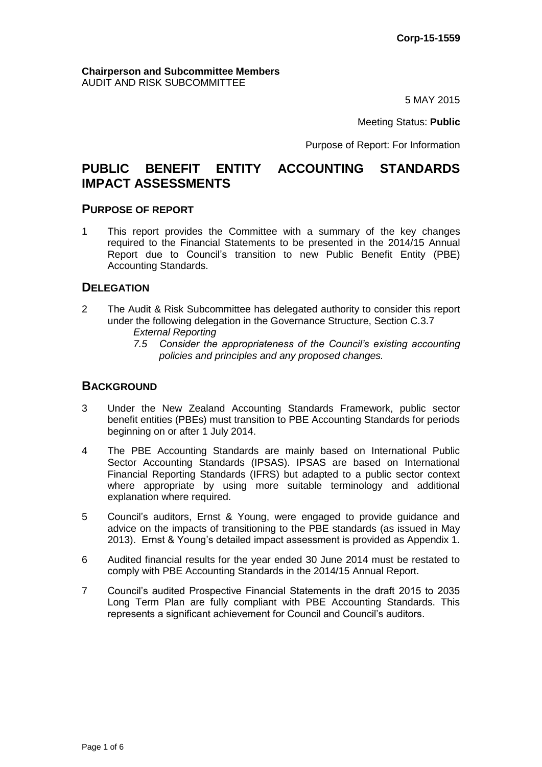**Corp-15-1559**

**Chairperson and Subcommittee Members**
AUDIT AND RISK SUBCOMMITTEE

5 MAY 2015

Meeting Status: **Public**

Purpose of Report: For Information

# PUBLIC BENEFIT ENTITY ACCOUNTING STANDARDS IMPACT ASSESSMENTS

## PURPOSE OF REPORT

1 This report provides the Committee with a summary of the key changes required to the Financial Statements to be presented in the 2014/15 Annual Report due to Council's transition to new Public Benefit Entity (PBE) Accounting Standards.

## DELEGATION

2 The Audit & Risk Subcommittee has delegated authority to consider this report under the following delegation in the Governance Structure, Section C.3.7

*External Reporting*

*7.5 Consider the appropriateness of the Council's existing accounting policies and principles and any proposed changes.*

## BACKGROUND

3 Under the New Zealand Accounting Standards Framework, public sector benefit entities (PBEs) must transition to PBE Accounting Standards for periods beginning on or after 1 July 2014.

4 The PBE Accounting Standards are mainly based on International Public Sector Accounting Standards (IPSAS). IPSAS are based on International Financial Reporting Standards (IFRS) but adapted to a public sector context where appropriate by using more suitable terminology and additional explanation where required.

5 Council's auditors, Ernst & Young, were engaged to provide guidance and advice on the impacts of transitioning to the PBE standards (as issued in May 2013). Ernst & Young's detailed impact assessment is provided as Appendix 1.

6 Audited financial results for the year ended 30 June 2014 must be restated to comply with PBE Accounting Standards in the 2014/15 Annual Report.

7 Council's audited Prospective Financial Statements in the draft 2015 to 2035 Long Term Plan are fully compliant with PBE Accounting Standards. This represents a significant achievement for Council and Council's auditors.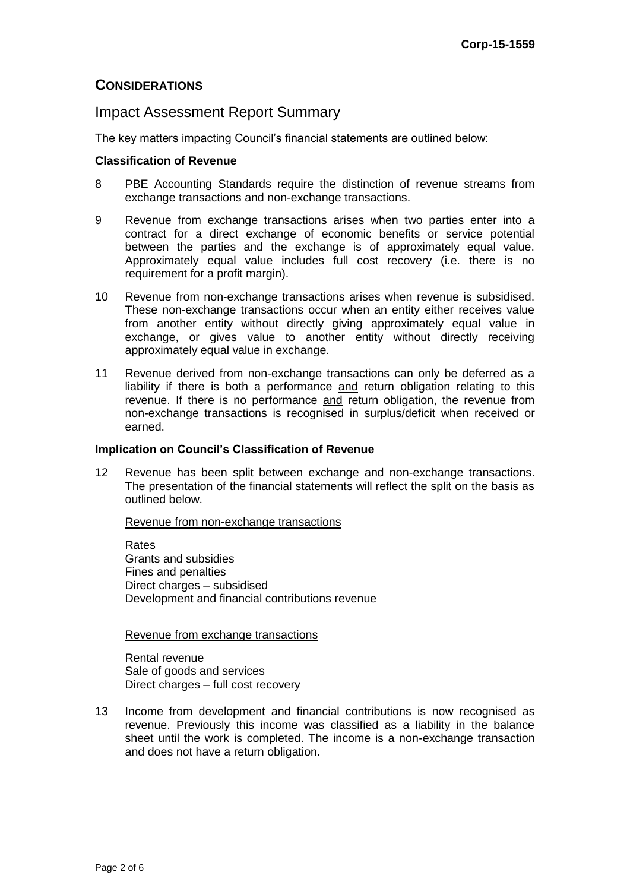## CONSIDERATIONS

## Impact Assessment Report Summary

The key matters impacting Council's financial statements are outlined below:

**Classification of Revenue**

8 PBE Accounting Standards require the distinction of revenue streams from exchange transactions and non-exchange transactions.

9 Revenue from exchange transactions arises when two parties enter into a contract for a direct exchange of economic benefits or service potential between the parties and the exchange is of approximately equal value. Approximately equal value includes full cost recovery (i.e. there is no requirement for a profit margin).

10 Revenue from non-exchange transactions arises when revenue is subsidised. These non-exchange transactions occur when an entity either receives value from another entity without directly giving approximately equal value in exchange, or gives value to another entity without directly receiving approximately equal value in exchange.

11 Revenue derived from non-exchange transactions can only be deferred as a liability if there is both a performance <u>and</u> return obligation relating to this revenue. If there is no performance <u>and</u> return obligation, the revenue from non-exchange transactions is recognised in surplus/deficit when received or earned.

**Implication on Council's Classification of Revenue**

12 Revenue has been split between exchange and non-exchange transactions. The presentation of the financial statements will reflect the split on the basis as outlined below.

<u>Revenue from non-exchange transactions</u>

Rates
Grants and subsidies
Fines and penalties
Direct charges – subsidised
Development and financial contributions revenue

<u>Revenue from exchange transactions</u>

Rental revenue
Sale of goods and services
Direct charges – full cost recovery

13 Income from development and financial contributions is now recognised as revenue. Previously this income was classified as a liability in the balance sheet until the work is completed. The income is a non-exchange transaction and does not have a return obligation.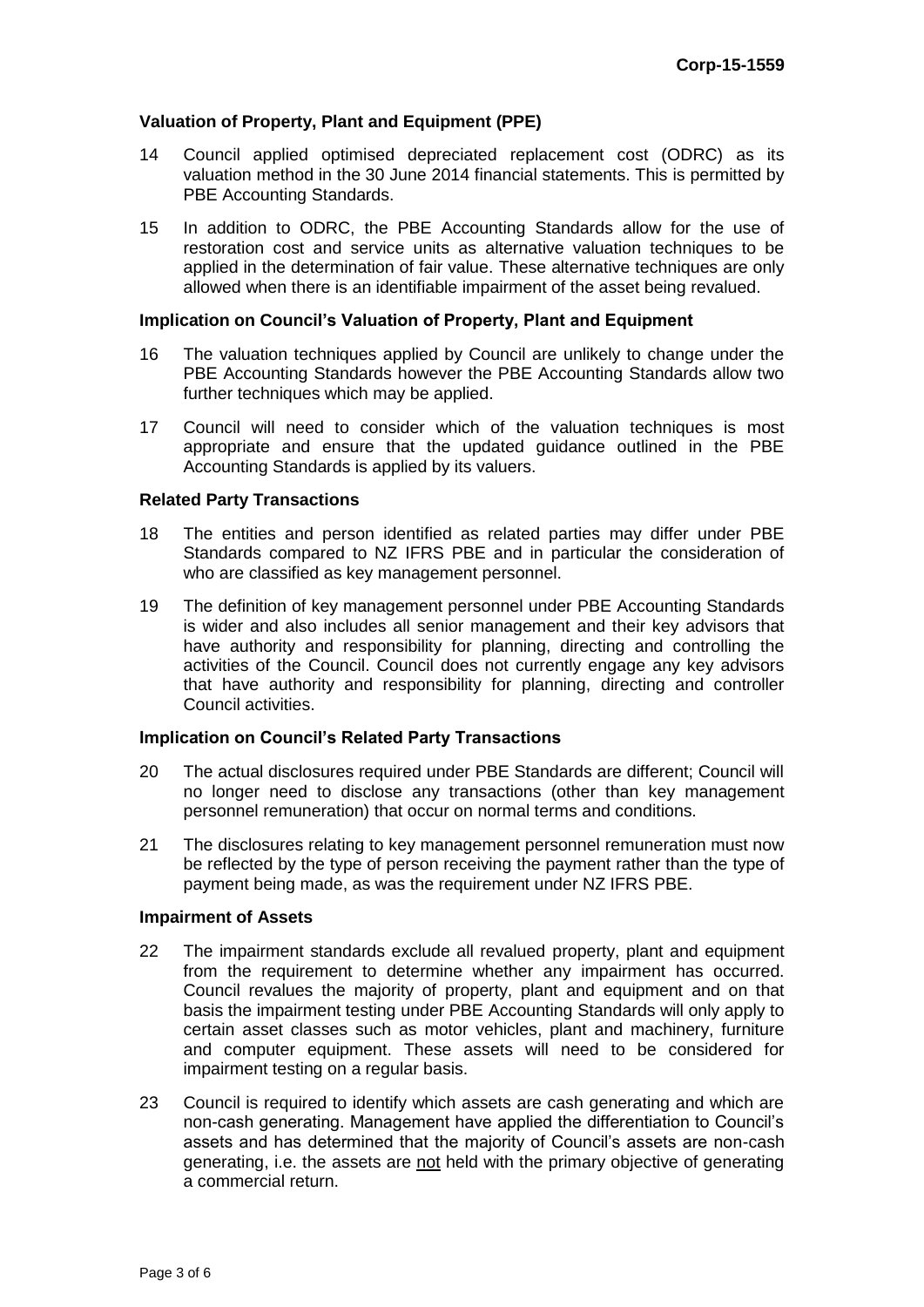**Valuation of Property, Plant and Equipment (PPE)**

14 Council applied optimised depreciated replacement cost (ODRC) as its valuation method in the 30 June 2014 financial statements. This is permitted by PBE Accounting Standards.

15 In addition to ODRC, the PBE Accounting Standards allow for the use of restoration cost and service units as alternative valuation techniques to be applied in the determination of fair value. These alternative techniques are only allowed when there is an identifiable impairment of the asset being revalued.

**Implication on Council's Valuation of Property, Plant and Equipment**

16 The valuation techniques applied by Council are unlikely to change under the PBE Accounting Standards however the PBE Accounting Standards allow two further techniques which may be applied.

17 Council will need to consider which of the valuation techniques is most appropriate and ensure that the updated guidance outlined in the PBE Accounting Standards is applied by its valuers.

**Related Party Transactions**

18 The entities and person identified as related parties may differ under PBE Standards compared to NZ IFRS PBE and in particular the consideration of who are classified as key management personnel.

19 The definition of key management personnel under PBE Accounting Standards is wider and also includes all senior management and their key advisors that have authority and responsibility for planning, directing and controlling the activities of the Council. Council does not currently engage any key advisors that have authority and responsibility for planning, directing and controller Council activities.

**Implication on Council's Related Party Transactions**

20 The actual disclosures required under PBE Standards are different; Council will no longer need to disclose any transactions (other than key management personnel remuneration) that occur on normal terms and conditions.

21 The disclosures relating to key management personnel remuneration must now be reflected by the type of person receiving the payment rather than the type of payment being made, as was the requirement under NZ IFRS PBE.

**Impairment of Assets**

22 The impairment standards exclude all revalued property, plant and equipment from the requirement to determine whether any impairment has occurred. Council revalues the majority of property, plant and equipment and on that basis the impairment testing under PBE Accounting Standards will only apply to certain asset classes such as motor vehicles, plant and machinery, furniture and computer equipment. These assets will need to be considered for impairment testing on a regular basis.

23 Council is required to identify which assets are cash generating and which are non-cash generating. Management have applied the differentiation to Council's assets and has determined that the majority of Council's assets are non-cash generating, i.e. the assets are not held with the primary objective of generating a commercial return.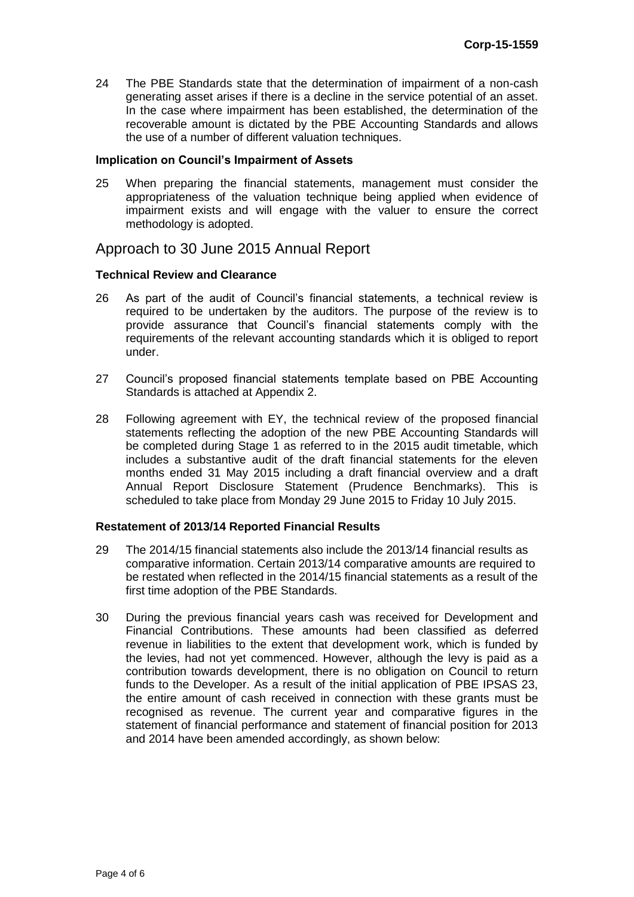24 The PBE Standards state that the determination of impairment of a non-cash generating asset arises if there is a decline in the service potential of an asset. In the case where impairment has been established, the determination of the recoverable amount is dictated by the PBE Accounting Standards and allows the use of a number of different valuation techniques.

**Implication on Council's Impairment of Assets**

25 When preparing the financial statements, management must consider the appropriateness of the valuation technique being applied when evidence of impairment exists and will engage with the valuer to ensure the correct methodology is adopted.

## Approach to 30 June 2015 Annual Report

**Technical Review and Clearance**

26 As part of the audit of Council's financial statements, a technical review is required to be undertaken by the auditors. The purpose of the review is to provide assurance that Council's financial statements comply with the requirements of the relevant accounting standards which it is obliged to report under.

27 Council's proposed financial statements template based on PBE Accounting Standards is attached at Appendix 2.

28 Following agreement with EY, the technical review of the proposed financial statements reflecting the adoption of the new PBE Accounting Standards will be completed during Stage 1 as referred to in the 2015 audit timetable, which includes a substantive audit of the draft financial statements for the eleven months ended 31 May 2015 including a draft financial overview and a draft Annual Report Disclosure Statement (Prudence Benchmarks). This is scheduled to take place from Monday 29 June 2015 to Friday 10 July 2015.

**Restatement of 2013/14 Reported Financial Results**

29 The 2014/15 financial statements also include the 2013/14 financial results as comparative information. Certain 2013/14 comparative amounts are required to be restated when reflected in the 2014/15 financial statements as a result of the first time adoption of the PBE Standards.

30 During the previous financial years cash was received for Development and Financial Contributions. These amounts had been classified as deferred revenue in liabilities to the extent that development work, which is funded by the levies, had not yet commenced. However, although the levy is paid as a contribution towards development, there is no obligation on Council to return funds to the Developer. As a result of the initial application of PBE IPSAS 23, the entire amount of cash received in connection with these grants must be recognised as revenue. The current year and comparative figures in the statement of financial performance and statement of financial position for 2013 and 2014 have been amended accordingly, as shown below: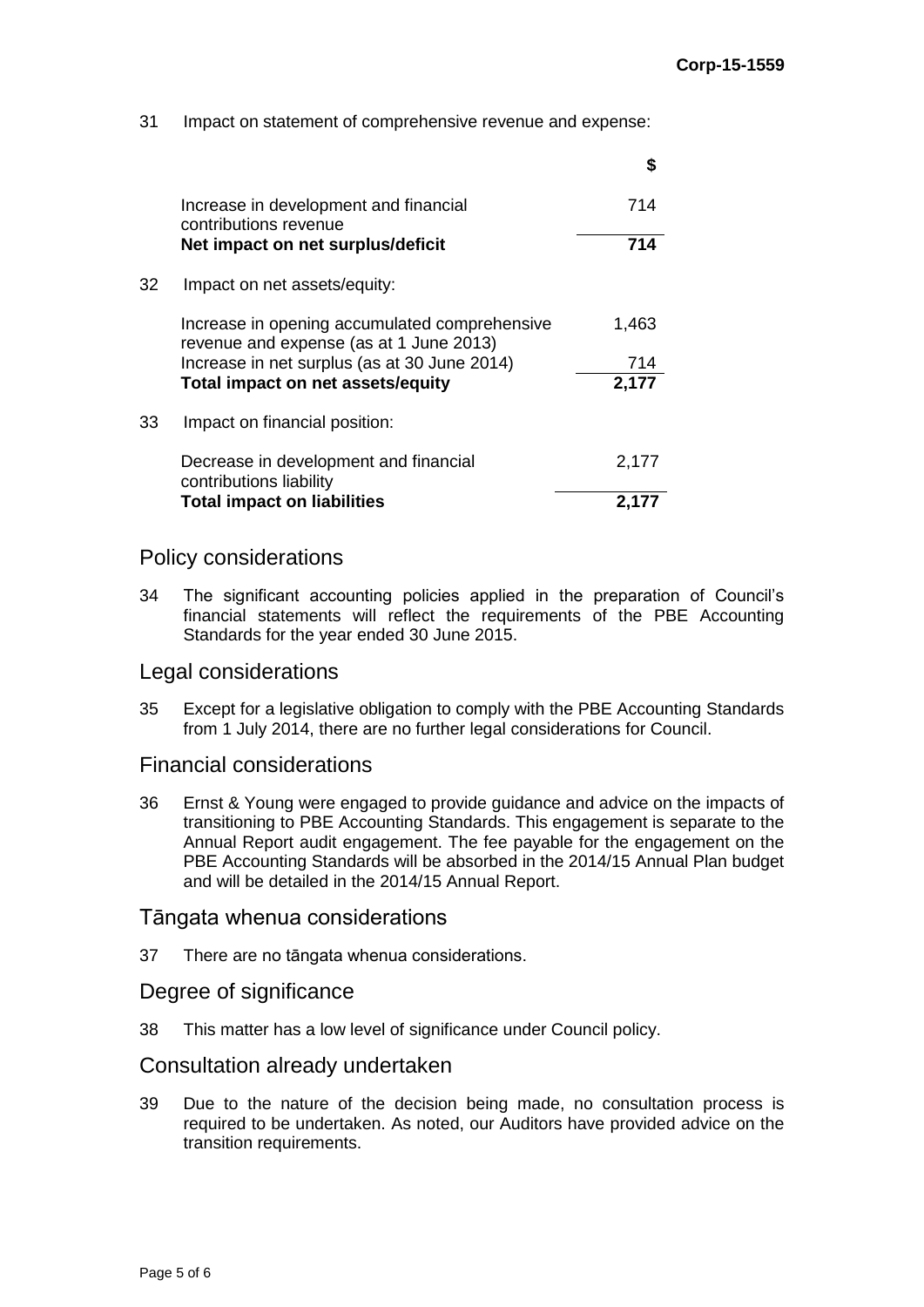31 Impact on statement of comprehensive revenue and expense:

| | $ |
|---|---|
| Increase in development and financial contributions revenue | 714 |
| **Net impact on net surplus/deficit** | **714** |

32 Impact on net assets/equity:

| | |
|---|---|
| Increase in opening accumulated comprehensive revenue and expense (as at 1 June 2013) | 1,463 |
| Increase in net surplus (as at 30 June 2014) | 714 |
| **Total impact on net assets/equity** | **2,177** |

33 Impact on financial position:

| | |
|---|---|
| Decrease in development and financial contributions liability | 2,177 |
| **Total impact on liabilities** | **2,177** |

## Policy considerations

34 The significant accounting policies applied in the preparation of Council's financial statements will reflect the requirements of the PBE Accounting Standards for the year ended 30 June 2015.

## Legal considerations

35 Except for a legislative obligation to comply with the PBE Accounting Standards from 1 July 2014, there are no further legal considerations for Council.

## Financial considerations

36 Ernst & Young were engaged to provide guidance and advice on the impacts of transitioning to PBE Accounting Standards. This engagement is separate to the Annual Report audit engagement. The fee payable for the engagement on the PBE Accounting Standards will be absorbed in the 2014/15 Annual Plan budget and will be detailed in the 2014/15 Annual Report.

## Tāngata whenua considerations

37 There are no tāngata whenua considerations.

## Degree of significance

38 This matter has a low level of significance under Council policy.

## Consultation already undertaken

39 Due to the nature of the decision being made, no consultation process is required to be undertaken. As noted, our Auditors have provided advice on the transition requirements.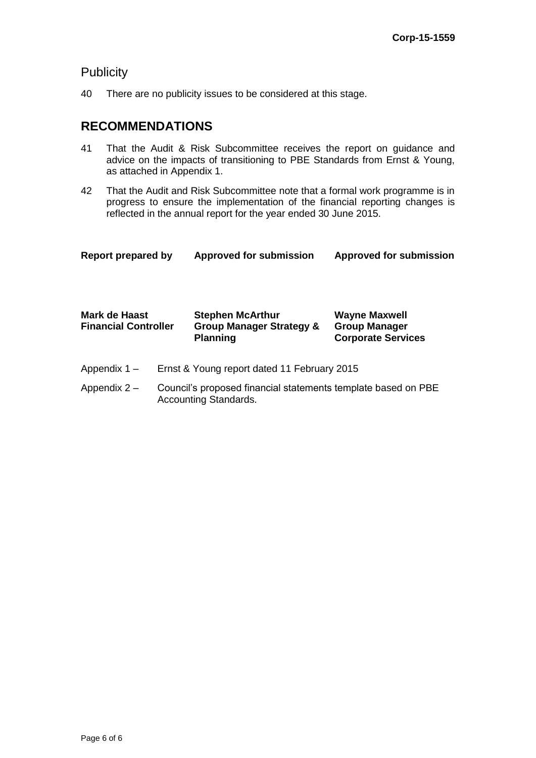## Publicity

40 There are no publicity issues to be considered at this stage.

## RECOMMENDATIONS

41 That the Audit & Risk Subcommittee receives the report on guidance and advice on the impacts of transitioning to PBE Standards from Ernst & Young, as attached in Appendix 1.

42 That the Audit and Risk Subcommittee note that a formal work programme is in progress to ensure the implementation of the financial reporting changes is reflected in the annual report for the year ended 30 June 2015.

| **Report prepared by** | **Approved for submission** | **Approved for submission** |
| --- | --- | --- |
| **Mark de Haast**<br>**Financial Controller** | **Stephen McArthur**<br>**Group Manager Strategy & Planning** | **Wayne Maxwell**<br>**Group Manager**<br>**Corporate Services** |

Appendix 1 – Ernst & Young report dated 11 February 2015

Appendix 2 – Council's proposed financial statements template based on PBE Accounting Standards.